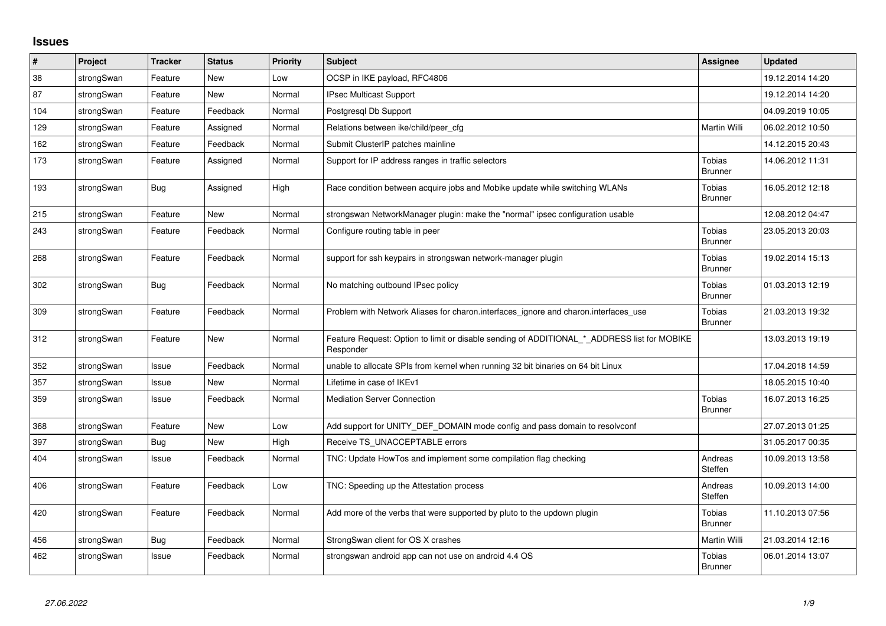# Issues

| # | Project | Tracker | Status | Priority | Subject | Assignee | Updated |
|---|---|---|---|---|---|---|---|
| 38 | strongSwan | Feature | New | Low | OCSP in IKE payload, RFC4806 | | 19.12.2014 14:20 |
| 87 | strongSwan | Feature | New | Normal | IPsec Multicast Support | | 19.12.2014 14:20 |
| 104 | strongSwan | Feature | Feedback | Normal | Postgresql Db Support | | 04.09.2019 10:05 |
| 129 | strongSwan | Feature | Assigned | Normal | Relations between ike/child/peer_cfg | Martin Willi | 06.02.2012 10:50 |
| 162 | strongSwan | Feature | Feedback | Normal | Submit ClusterIP patches mainline | | 14.12.2015 20:43 |
| 173 | strongSwan | Feature | Assigned | Normal | Support for IP address ranges in traffic selectors | Tobias Brunner | 14.06.2012 11:31 |
| 193 | strongSwan | Bug | Assigned | High | Race condition between acquire jobs and Mobike update while switching WLANs | Tobias Brunner | 16.05.2012 12:18 |
| 215 | strongSwan | Feature | New | Normal | strongswan NetworkManager plugin: make the "normal" ipsec configuration usable | | 12.08.2012 04:47 |
| 243 | strongSwan | Feature | Feedback | Normal | Configure routing table in peer | Tobias Brunner | 23.05.2013 20:03 |
| 268 | strongSwan | Feature | Feedback | Normal | support for ssh keypairs in strongswan network-manager plugin | Tobias Brunner | 19.02.2014 15:13 |
| 302 | strongSwan | Bug | Feedback | Normal | No matching outbound IPsec policy | Tobias Brunner | 01.03.2013 12:19 |
| 309 | strongSwan | Feature | Feedback | Normal | Problem with Network Aliases for charon.interfaces_ignore and charon.interfaces_use | Tobias Brunner | 21.03.2013 19:32 |
| 312 | strongSwan | Feature | New | Normal | Feature Request: Option to limit or disable sending of ADDITIONAL_*_ADDRESS list for MOBIKE Responder | | 13.03.2013 19:19 |
| 352 | strongSwan | Issue | Feedback | Normal | unable to allocate SPIs from kernel when running 32 bit binaries on 64 bit Linux | | 17.04.2018 14:59 |
| 357 | strongSwan | Issue | New | Normal | Lifetime in case of IKEv1 | | 18.05.2015 10:40 |
| 359 | strongSwan | Issue | Feedback | Normal | Mediation Server Connection | Tobias Brunner | 16.07.2013 16:25 |
| 368 | strongSwan | Feature | New | Low | Add support for UNITY_DEF_DOMAIN mode config and pass domain to resolvconf | | 27.07.2013 01:25 |
| 397 | strongSwan | Bug | New | High | Receive TS_UNACCEPTABLE errors | | 31.05.2017 00:35 |
| 404 | strongSwan | Issue | Feedback | Normal | TNC: Update HowTos and implement some compilation flag checking | Andreas Steffen | 10.09.2013 13:58 |
| 406 | strongSwan | Feature | Feedback | Low | TNC: Speeding up the Attestation process | Andreas Steffen | 10.09.2013 14:00 |
| 420 | strongSwan | Feature | Feedback | Normal | Add more of the verbs that were supported by pluto to the updown plugin | Tobias Brunner | 11.10.2013 07:56 |
| 456 | strongSwan | Bug | Feedback | Normal | StrongSwan client for OS X crashes | Martin Willi | 21.03.2014 12:16 |
| 462 | strongSwan | Issue | Feedback | Normal | strongswan android app can not use on android 4.4 OS | Tobias Brunner | 06.01.2014 13:07 |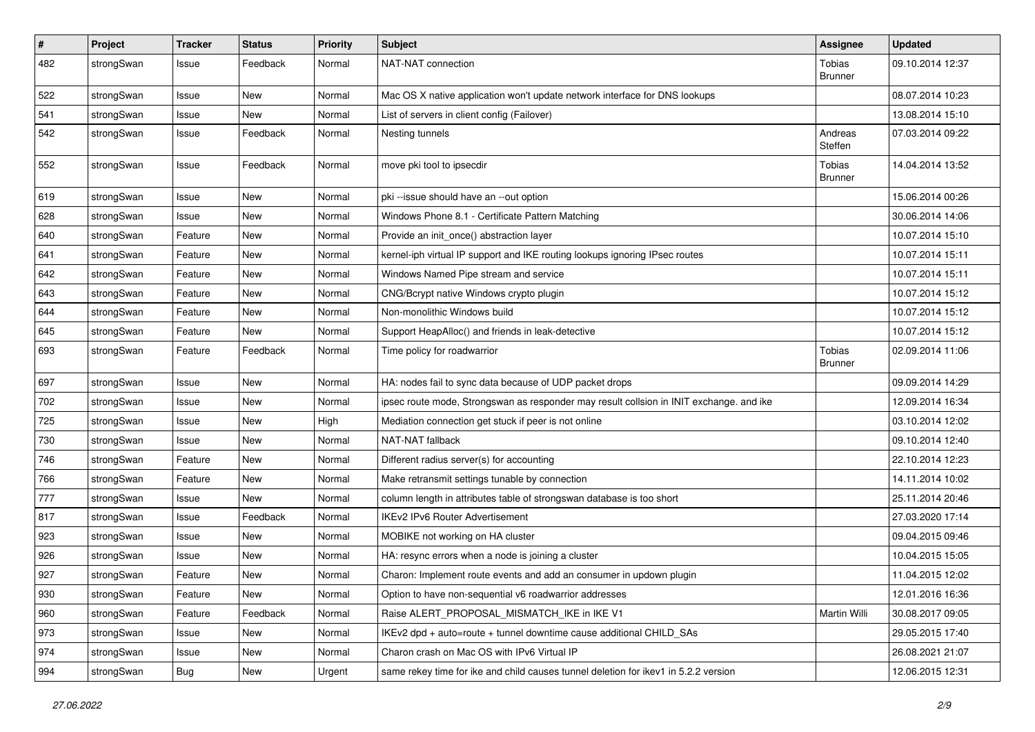| # | Project | Tracker | Status | Priority | Subject | Assignee | Updated |
| --- | --- | --- | --- | --- | --- | --- | --- |
| 482 | strongSwan | Issue | Feedback | Normal | NAT-NAT connection | Tobias Brunner | 09.10.2014 12:37 |
| 522 | strongSwan | Issue | New | Normal | Mac OS X native application won't update network interface for DNS lookups | | 08.07.2014 10:23 |
| 541 | strongSwan | Issue | New | Normal | List of servers in client config (Failover) | | 13.08.2014 15:10 |
| 542 | strongSwan | Issue | Feedback | Normal | Nesting tunnels | Andreas Steffen | 07.03.2014 09:22 |
| 552 | strongSwan | Issue | Feedback | Normal | move pki tool to ipsecdir | Tobias Brunner | 14.04.2014 13:52 |
| 619 | strongSwan | Issue | New | Normal | pki --issue should have an --out option | | 15.06.2014 00:26 |
| 628 | strongSwan | Issue | New | Normal | Windows Phone 8.1 - Certificate Pattern Matching | | 30.06.2014 14:06 |
| 640 | strongSwan | Feature | New | Normal | Provide an init_once() abstraction layer | | 10.07.2014 15:10 |
| 641 | strongSwan | Feature | New | Normal | kernel-iph virtual IP support and IKE routing lookups ignoring IPsec routes | | 10.07.2014 15:11 |
| 642 | strongSwan | Feature | New | Normal | Windows Named Pipe stream and service | | 10.07.2014 15:11 |
| 643 | strongSwan | Feature | New | Normal | CNG/Bcrypt native Windows crypto plugin | | 10.07.2014 15:12 |
| 644 | strongSwan | Feature | New | Normal | Non-monolithic Windows build | | 10.07.2014 15:12 |
| 645 | strongSwan | Feature | New | Normal | Support HeapAlloc() and friends in leak-detective | | 10.07.2014 15:12 |
| 693 | strongSwan | Feature | Feedback | Normal | Time policy for roadwarrior | Tobias Brunner | 02.09.2014 11:06 |
| 697 | strongSwan | Issue | New | Normal | HA: nodes fail to sync data because of UDP packet drops | | 09.09.2014 14:29 |
| 702 | strongSwan | Issue | New | Normal | ipsec route mode, Strongswan as responder may result collsion in INIT exchange. and ike | | 12.09.2014 16:34 |
| 725 | strongSwan | Issue | New | High | Mediation connection get stuck if peer is not online | | 03.10.2014 12:02 |
| 730 | strongSwan | Issue | New | Normal | NAT-NAT fallback | | 09.10.2014 12:40 |
| 746 | strongSwan | Feature | New | Normal | Different radius server(s) for accounting | | 22.10.2014 12:23 |
| 766 | strongSwan | Feature | New | Normal | Make retransmit settings tunable by connection | | 14.11.2014 10:02 |
| 777 | strongSwan | Issue | New | Normal | column length in attributes table of strongswan database is too short | | 25.11.2014 20:46 |
| 817 | strongSwan | Issue | Feedback | Normal | IKEv2 IPv6 Router Advertisement | | 27.03.2020 17:14 |
| 923 | strongSwan | Issue | New | Normal | MOBIKE not working on HA cluster | | 09.04.2015 09:46 |
| 926 | strongSwan | Issue | New | Normal | HA: resync errors when a node is joining a cluster | | 10.04.2015 15:05 |
| 927 | strongSwan | Feature | New | Normal | Charon: Implement route events and add an consumer in updown plugin | | 11.04.2015 12:02 |
| 930 | strongSwan | Feature | New | Normal | Option to have non-sequential v6 roadwarrior addresses | | 12.01.2016 16:36 |
| 960 | strongSwan | Feature | Feedback | Normal | Raise ALERT_PROPOSAL_MISMATCH_IKE in IKE V1 | Martin Willi | 30.08.2017 09:05 |
| 973 | strongSwan | Issue | New | Normal | IKEv2 dpd + auto=route + tunnel downtime cause additional CHILD_SAs | | 29.05.2015 17:40 |
| 974 | strongSwan | Issue | New | Normal | Charon crash on Mac OS with IPv6 Virtual IP | | 26.08.2021 21:07 |
| 994 | strongSwan | Bug | New | Urgent | same rekey time for ike and child causes tunnel deletion for ikev1 in 5.2.2 version | | 12.06.2015 12:31 |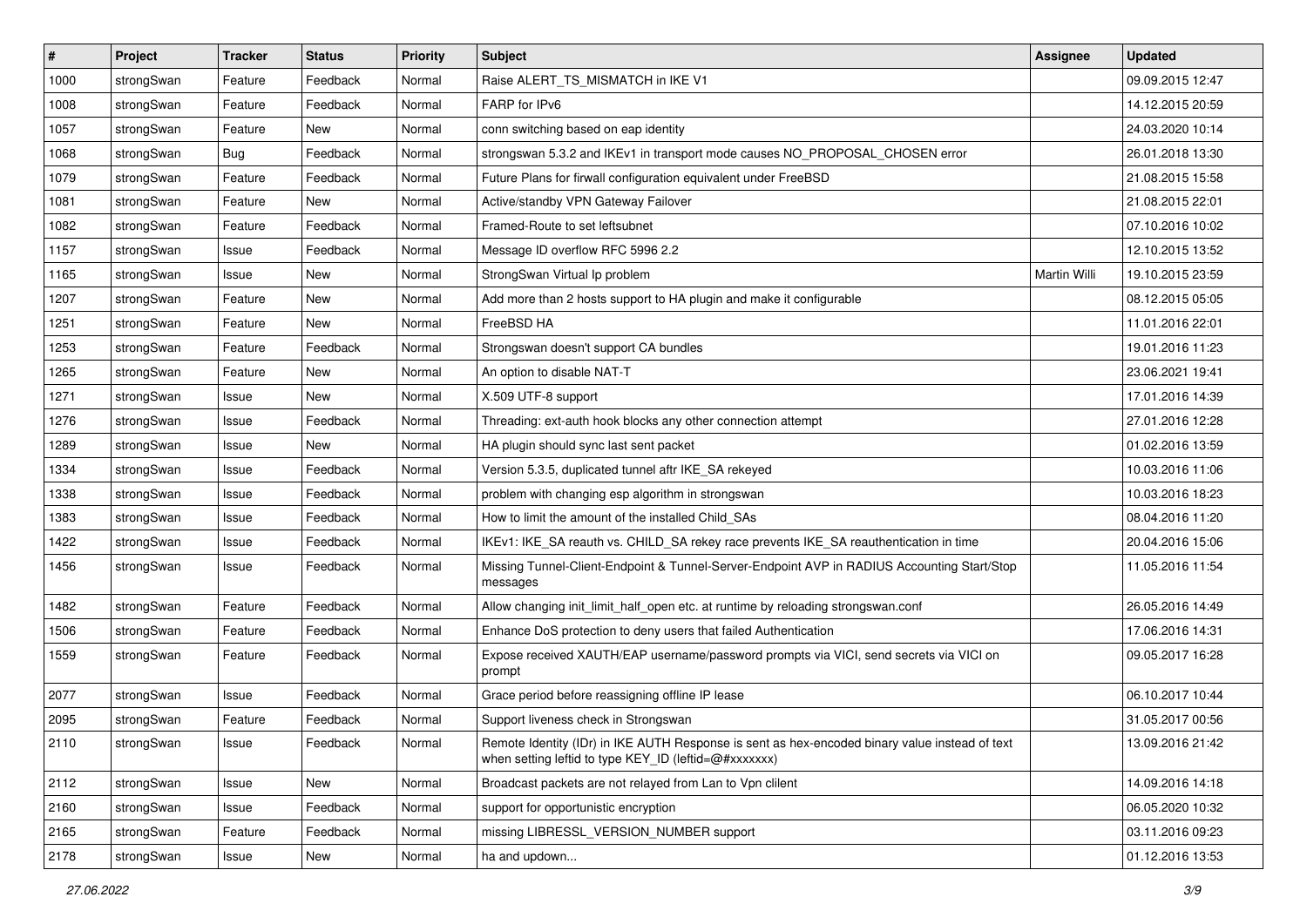| # | Project | Tracker | Status | Priority | Subject | Assignee | Updated |
| --- | --- | --- | --- | --- | --- | --- | --- |
| 1000 | strongSwan | Feature | Feedback | Normal | Raise ALERT_TS_MISMATCH in IKE V1 | | 09.09.2015 12:47 |
| 1008 | strongSwan | Feature | Feedback | Normal | FARP for IPv6 | | 14.12.2015 20:59 |
| 1057 | strongSwan | Feature | New | Normal | conn switching based on eap identity | | 24.03.2020 10:14 |
| 1068 | strongSwan | Bug | Feedback | Normal | strongswan 5.3.2 and IKEv1 in transport mode causes NO_PROPOSAL_CHOSEN error | | 26.01.2018 13:30 |
| 1079 | strongSwan | Feature | Feedback | Normal | Future Plans for firwall configuration equivalent under FreeBSD | | 21.08.2015 15:58 |
| 1081 | strongSwan | Feature | New | Normal | Active/standby VPN Gateway Failover | | 21.08.2015 22:01 |
| 1082 | strongSwan | Feature | Feedback | Normal | Framed-Route to set leftsubnet | | 07.10.2016 10:02 |
| 1157 | strongSwan | Issue | Feedback | Normal | Message ID overflow RFC 5996 2.2 | | 12.10.2015 13:52 |
| 1165 | strongSwan | Issue | New | Normal | StrongSwan Virtual Ip problem | Martin Willi | 19.10.2015 23:59 |
| 1207 | strongSwan | Feature | New | Normal | Add more than 2 hosts support to HA plugin and make it configurable | | 08.12.2015 05:05 |
| 1251 | strongSwan | Feature | New | Normal | FreeBSD HA | | 11.01.2016 22:01 |
| 1253 | strongSwan | Feature | Feedback | Normal | Strongswan doesn't support CA bundles | | 19.01.2016 11:23 |
| 1265 | strongSwan | Feature | New | Normal | An option to disable NAT-T | | 23.06.2021 19:41 |
| 1271 | strongSwan | Issue | New | Normal | X.509 UTF-8 support | | 17.01.2016 14:39 |
| 1276 | strongSwan | Issue | Feedback | Normal | Threading: ext-auth hook blocks any other connection attempt | | 27.01.2016 12:28 |
| 1289 | strongSwan | Issue | New | Normal | HA plugin should sync last sent packet | | 01.02.2016 13:59 |
| 1334 | strongSwan | Issue | Feedback | Normal | Version 5.3.5, duplicated tunnel aftr IKE_SA rekeyed | | 10.03.2016 11:06 |
| 1338 | strongSwan | Issue | Feedback | Normal | problem with changing esp algorithm in strongswan | | 10.03.2016 18:23 |
| 1383 | strongSwan | Issue | Feedback | Normal | How to limit the amount of the installed Child_SAs | | 08.04.2016 11:20 |
| 1422 | strongSwan | Issue | Feedback | Normal | IKEv1: IKE_SA reauth vs. CHILD_SA rekey race prevents IKE_SA reauthentication in time | | 20.04.2016 15:06 |
| 1456 | strongSwan | Issue | Feedback | Normal | Missing Tunnel-Client-Endpoint & Tunnel-Server-Endpoint AVP in RADIUS Accounting Start/Stop messages | | 11.05.2016 11:54 |
| 1482 | strongSwan | Feature | Feedback | Normal | Allow changing init_limit_half_open etc. at runtime by reloading strongswan.conf | | 26.05.2016 14:49 |
| 1506 | strongSwan | Feature | Feedback | Normal | Enhance DoS protection to deny users that failed Authentication | | 17.06.2016 14:31 |
| 1559 | strongSwan | Feature | Feedback | Normal | Expose received XAUTH/EAP username/password prompts via VICI, send secrets via VICI on prompt | | 09.05.2017 16:28 |
| 2077 | strongSwan | Issue | Feedback | Normal | Grace period before reassigning offline IP lease | | 06.10.2017 10:44 |
| 2095 | strongSwan | Feature | Feedback | Normal | Support liveness check in Strongswan | | 31.05.2017 00:56 |
| 2110 | strongSwan | Issue | Feedback | Normal | Remote Identity (IDr) in IKE AUTH Response is sent as hex-encoded binary value instead of text when setting leftid to type KEY_ID (leftid=@#xxxxxxx) | | 13.09.2016 21:42 |
| 2112 | strongSwan | Issue | New | Normal | Broadcast packets are not relayed from Lan to Vpn clilent | | 14.09.2016 14:18 |
| 2160 | strongSwan | Issue | Feedback | Normal | support for opportunistic encryption | | 06.05.2020 10:32 |
| 2165 | strongSwan | Feature | Feedback | Normal | missing LIBRESSL_VERSION_NUMBER support | | 03.11.2016 09:23 |
| 2178 | strongSwan | Issue | New | Normal | ha and updown... | | 01.12.2016 13:53 |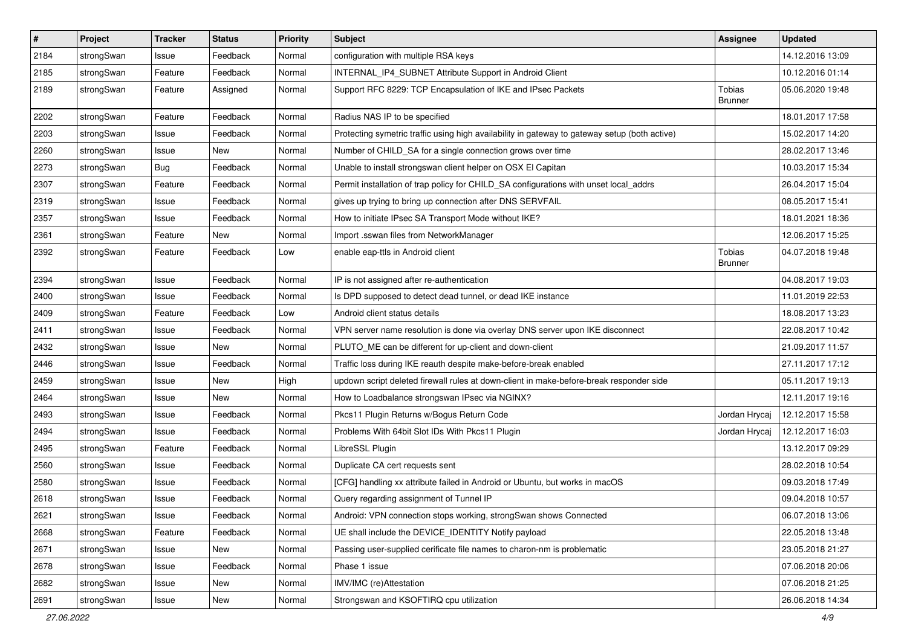| # | Project | Tracker | Status | Priority | Subject | Assignee | Updated |
|---|---|---|---|---|---|---|---|
| 2184 | strongSwan | Issue | Feedback | Normal | configuration with multiple RSA keys | | 14.12.2016 13:09 |
| 2185 | strongSwan | Feature | Feedback | Normal | INTERNAL_IP4_SUBNET Attribute Support in Android Client | | 10.12.2016 01:14 |
| 2189 | strongSwan | Feature | Assigned | Normal | Support RFC 8229: TCP Encapsulation of IKE and IPsec Packets | Tobias Brunner | 05.06.2020 19:48 |
| 2202 | strongSwan | Feature | Feedback | Normal | Radius NAS IP to be specified | | 18.01.2017 17:58 |
| 2203 | strongSwan | Issue | Feedback | Normal | Protecting symetric traffic using high availability in gateway to gateway setup (both active) | | 15.02.2017 14:20 |
| 2260 | strongSwan | Issue | New | Normal | Number of CHILD_SA for a single connection grows over time | | 28.02.2017 13:46 |
| 2273 | strongSwan | Bug | Feedback | Normal | Unable to install strongswan client helper on OSX El Capitan | | 10.03.2017 15:34 |
| 2307 | strongSwan | Feature | Feedback | Normal | Permit installation of trap policy for CHILD_SA configurations with unset local_addrs | | 26.04.2017 15:04 |
| 2319 | strongSwan | Issue | Feedback | Normal | gives up trying to bring up connection after DNS SERVFAIL | | 08.05.2017 15:41 |
| 2357 | strongSwan | Issue | Feedback | Normal | How to initiate IPsec SA Transport Mode without IKE? | | 18.01.2021 18:36 |
| 2361 | strongSwan | Feature | New | Normal | Import .sswan files from NetworkManager | | 12.06.2017 15:25 |
| 2392 | strongSwan | Feature | Feedback | Low | enable eap-ttls in Android client | Tobias Brunner | 04.07.2018 19:48 |
| 2394 | strongSwan | Issue | Feedback | Normal | IP is not assigned after re-authentication | | 04.08.2017 19:03 |
| 2400 | strongSwan | Issue | Feedback | Normal | Is DPD supposed to detect dead tunnel, or dead IKE instance | | 11.01.2019 22:53 |
| 2409 | strongSwan | Feature | Feedback | Low | Android client status details | | 18.08.2017 13:23 |
| 2411 | strongSwan | Issue | Feedback | Normal | VPN server name resolution is done via overlay DNS server upon IKE disconnect | | 22.08.2017 10:42 |
| 2432 | strongSwan | Issue | New | Normal | PLUTO_ME can be different for up-client and down-client | | 21.09.2017 11:57 |
| 2446 | strongSwan | Issue | Feedback | Normal | Traffic loss during IKE reauth despite make-before-break enabled | | 27.11.2017 17:12 |
| 2459 | strongSwan | Issue | New | High | updown script deleted firewall rules at down-client in make-before-break responder side | | 05.11.2017 19:13 |
| 2464 | strongSwan | Issue | New | Normal | How to Loadbalance strongswan IPsec via NGINX? | | 12.11.2017 19:16 |
| 2493 | strongSwan | Issue | Feedback | Normal | Pkcs11 Plugin Returns w/Bogus Return Code | Jordan Hrycaj | 12.12.2017 15:58 |
| 2494 | strongSwan | Issue | Feedback | Normal | Problems With 64bit Slot IDs With Pkcs11 Plugin | Jordan Hrycaj | 12.12.2017 16:03 |
| 2495 | strongSwan | Feature | Feedback | Normal | LibreSSL Plugin | | 13.12.2017 09:29 |
| 2560 | strongSwan | Issue | Feedback | Normal | Duplicate CA cert requests sent | | 28.02.2018 10:54 |
| 2580 | strongSwan | Issue | Feedback | Normal | [CFG] handling xx attribute failed in Android or Ubuntu, but works in macOS | | 09.03.2018 17:49 |
| 2618 | strongSwan | Issue | Feedback | Normal | Query regarding assignment of Tunnel IP | | 09.04.2018 10:57 |
| 2621 | strongSwan | Issue | Feedback | Normal | Android: VPN connection stops working, strongSwan shows Connected | | 06.07.2018 13:06 |
| 2668 | strongSwan | Feature | Feedback | Normal | UE shall include the DEVICE_IDENTITY Notify payload | | 22.05.2018 13:48 |
| 2671 | strongSwan | Issue | New | Normal | Passing user-supplied cerificate file names to charon-nm is problematic | | 23.05.2018 21:27 |
| 2678 | strongSwan | Issue | Feedback | Normal | Phase 1 issue | | 07.06.2018 20:06 |
| 2682 | strongSwan | Issue | New | Normal | IMV/IMC (re)Attestation | | 07.06.2018 21:25 |
| 2691 | strongSwan | Issue | New | Normal | Strongswan and KSOFTIRQ cpu utilization | | 26.06.2018 14:34 |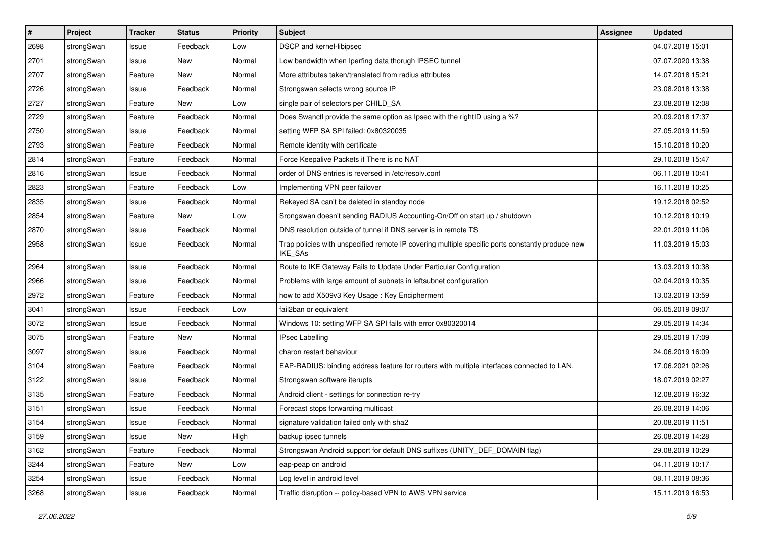| # | Project | Tracker | Status | Priority | Subject | Assignee | Updated |
|---|---|---|---|---|---|---|---|
| 2698 | strongSwan | Issue | Feedback | Low | DSCP and kernel-libipsec | | 04.07.2018 15:01 |
| 2701 | strongSwan | Issue | New | Normal | Low bandwidth when Iperfing data thorugh IPSEC tunnel | | 07.07.2020 13:38 |
| 2707 | strongSwan | Feature | New | Normal | More attributes taken/translated from radius attributes | | 14.07.2018 15:21 |
| 2726 | strongSwan | Issue | Feedback | Normal | Strongswan selects wrong source IP | | 23.08.2018 13:38 |
| 2727 | strongSwan | Feature | New | Low | single pair of selectors per CHILD_SA | | 23.08.2018 12:08 |
| 2729 | strongSwan | Feature | Feedback | Normal | Does Swanctl provide the same option as Ipsec with the rightID using a %? | | 20.09.2018 17:37 |
| 2750 | strongSwan | Issue | Feedback | Normal | setting WFP SA SPI failed: 0x80320035 | | 27.05.2019 11:59 |
| 2793 | strongSwan | Feature | Feedback | Normal | Remote identity with certificate | | 15.10.2018 10:20 |
| 2814 | strongSwan | Feature | Feedback | Normal | Force Keepalive Packets if There is no NAT | | 29.10.2018 15:47 |
| 2816 | strongSwan | Issue | Feedback | Normal | order of DNS entries is reversed in /etc/resolv.conf | | 06.11.2018 10:41 |
| 2823 | strongSwan | Feature | Feedback | Low | Implementing VPN peer failover | | 16.11.2018 10:25 |
| 2835 | strongSwan | Issue | Feedback | Normal | Rekeyed SA can't be deleted in standby node | | 19.12.2018 02:52 |
| 2854 | strongSwan | Feature | New | Low | Srongswan doesn't sending RADIUS Accounting-On/Off on start up / shutdown | | 10.12.2018 10:19 |
| 2870 | strongSwan | Issue | Feedback | Normal | DNS resolution outside of tunnel if DNS server is in remote TS | | 22.01.2019 11:06 |
| 2958 | strongSwan | Issue | Feedback | Normal | Trap policies with unspecified remote IP covering multiple specific ports constantly produce new IKE_SAs | | 11.03.2019 15:03 |
| 2964 | strongSwan | Issue | Feedback | Normal | Route to IKE Gateway Fails to Update Under Particular Configuration | | 13.03.2019 10:38 |
| 2966 | strongSwan | Issue | Feedback | Normal | Problems with large amount of subnets in leftsubnet configuration | | 02.04.2019 10:35 |
| 2972 | strongSwan | Feature | Feedback | Normal | how to add X509v3 Key Usage : Key Encipherment | | 13.03.2019 13:59 |
| 3041 | strongSwan | Issue | Feedback | Low | fail2ban or equivalent | | 06.05.2019 09:07 |
| 3072 | strongSwan | Issue | Feedback | Normal | Windows 10: setting WFP SA SPI fails with error 0x80320014 | | 29.05.2019 14:34 |
| 3075 | strongSwan | Feature | New | Normal | IPsec Labelling | | 29.05.2019 17:09 |
| 3097 | strongSwan | Issue | Feedback | Normal | charon restart behaviour | | 24.06.2019 16:09 |
| 3104 | strongSwan | Feature | Feedback | Normal | EAP-RADIUS: binding address feature for routers with multiple interfaces connected to LAN. | | 17.06.2021 02:26 |
| 3122 | strongSwan | Issue | Feedback | Normal | Strongswan software iterupts | | 18.07.2019 02:27 |
| 3135 | strongSwan | Feature | Feedback | Normal | Android client - settings for connection re-try | | 12.08.2019 16:32 |
| 3151 | strongSwan | Issue | Feedback | Normal | Forecast stops forwarding multicast | | 26.08.2019 14:06 |
| 3154 | strongSwan | Issue | Feedback | Normal | signature validation failed only with sha2 | | 20.08.2019 11:51 |
| 3159 | strongSwan | Issue | New | High | backup ipsec tunnels | | 26.08.2019 14:28 |
| 3162 | strongSwan | Feature | Feedback | Normal | Strongswan Android support for default DNS suffixes (UNITY_DEF_DOMAIN flag) | | 29.08.2019 10:29 |
| 3244 | strongSwan | Feature | New | Low | eap-peap on android | | 04.11.2019 10:17 |
| 3254 | strongSwan | Issue | Feedback | Normal | Log level in android level | | 08.11.2019 08:36 |
| 3268 | strongSwan | Issue | Feedback | Normal | Traffic disruption -- policy-based VPN to AWS VPN service | | 15.11.2019 16:53 |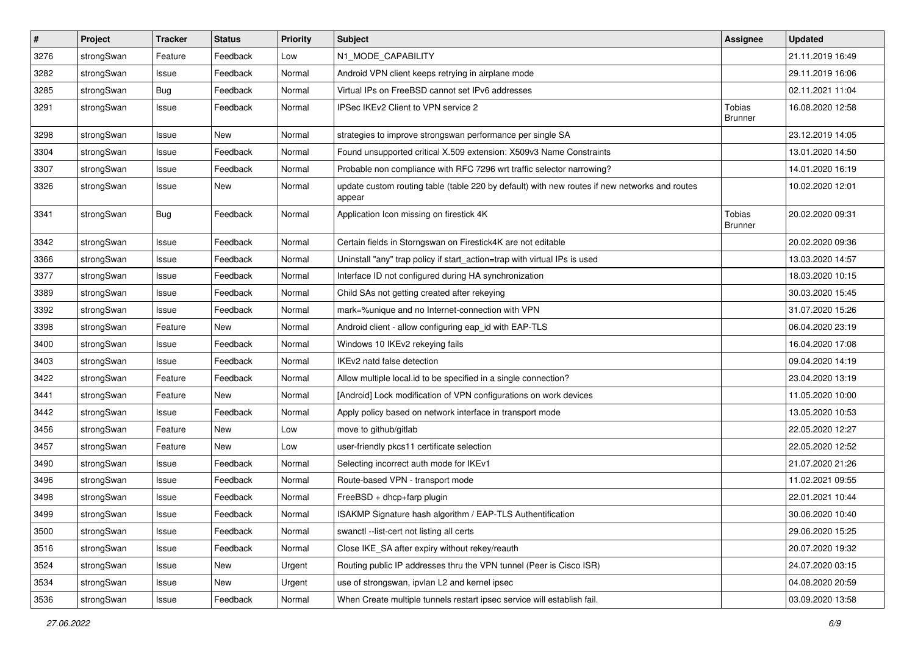| # | Project | Tracker | Status | Priority | Subject | Assignee | Updated |
|---|---|---|---|---|---|---|---|
| 3276 | strongSwan | Feature | Feedback | Low | N1_MODE_CAPABILITY | | 21.11.2019 16:49 |
| 3282 | strongSwan | Issue | Feedback | Normal | Android VPN client keeps retrying in airplane mode | | 29.11.2019 16:06 |
| 3285 | strongSwan | Bug | Feedback | Normal | Virtual IPs on FreeBSD cannot set IPv6 addresses | | 02.11.2021 11:04 |
| 3291 | strongSwan | Issue | Feedback | Normal | IPSec IKEv2 Client to VPN service 2 | Tobias Brunner | 16.08.2020 12:58 |
| 3298 | strongSwan | Issue | New | Normal | strategies to improve strongswan performance per single SA | | 23.12.2019 14:05 |
| 3304 | strongSwan | Issue | Feedback | Normal | Found unsupported critical X.509 extension: X509v3 Name Constraints | | 13.01.2020 14:50 |
| 3307 | strongSwan | Issue | Feedback | Normal | Probable non compliance with RFC 7296 wrt traffic selector narrowing? | | 14.01.2020 16:19 |
| 3326 | strongSwan | Issue | New | Normal | update custom routing table (table 220 by default) with new routes if new networks and routes appear | | 10.02.2020 12:01 |
| 3341 | strongSwan | Bug | Feedback | Normal | Application Icon missing on firestick 4K | Tobias Brunner | 20.02.2020 09:31 |
| 3342 | strongSwan | Issue | Feedback | Normal | Certain fields in Storngswan on Firestick4K are not editable | | 20.02.2020 09:36 |
| 3366 | strongSwan | Issue | Feedback | Normal | Uninstall "any" trap policy if start_action=trap with virtual IPs is used | | 13.03.2020 14:57 |
| 3377 | strongSwan | Issue | Feedback | Normal | Interface ID not configured during HA synchronization | | 18.03.2020 10:15 |
| 3389 | strongSwan | Issue | Feedback | Normal | Child SAs not getting created after rekeying | | 30.03.2020 15:45 |
| 3392 | strongSwan | Issue | Feedback | Normal | mark=%unique and no Internet-connection with VPN | | 31.07.2020 15:26 |
| 3398 | strongSwan | Feature | New | Normal | Android client - allow configuring eap_id with EAP-TLS | | 06.04.2020 23:19 |
| 3400 | strongSwan | Issue | Feedback | Normal | Windows 10 IKEv2 rekeying fails | | 16.04.2020 17:08 |
| 3403 | strongSwan | Issue | Feedback | Normal | IKEv2 natd false detection | | 09.04.2020 14:19 |
| 3422 | strongSwan | Feature | Feedback | Normal | Allow multiple local.id to be specified in a single connection? | | 23.04.2020 13:19 |
| 3441 | strongSwan | Feature | New | Normal | [Android] Lock modification of VPN configurations on work devices | | 11.05.2020 10:00 |
| 3442 | strongSwan | Issue | Feedback | Normal | Apply policy based on network interface in transport mode | | 13.05.2020 10:53 |
| 3456 | strongSwan | Feature | New | Low | move to github/gitlab | | 22.05.2020 12:27 |
| 3457 | strongSwan | Feature | New | Low | user-friendly pkcs11 certificate selection | | 22.05.2020 12:52 |
| 3490 | strongSwan | Issue | Feedback | Normal | Selecting incorrect auth mode for IKEv1 | | 21.07.2020 21:26 |
| 3496 | strongSwan | Issue | Feedback | Normal | Route-based VPN - transport mode | | 11.02.2021 09:55 |
| 3498 | strongSwan | Issue | Feedback | Normal | FreeBSD + dhcp+farp plugin | | 22.01.2021 10:44 |
| 3499 | strongSwan | Issue | Feedback | Normal | ISAKMP Signature hash algorithm / EAP-TLS Authentification | | 30.06.2020 10:40 |
| 3500 | strongSwan | Issue | Feedback | Normal | swanctl --list-cert not listing all certs | | 29.06.2020 15:25 |
| 3516 | strongSwan | Issue | Feedback | Normal | Close IKE_SA after expiry without rekey/reauth | | 20.07.2020 19:32 |
| 3524 | strongSwan | Issue | New | Urgent | Routing public IP addresses thru the VPN tunnel (Peer is Cisco ISR) | | 24.07.2020 03:15 |
| 3534 | strongSwan | Issue | New | Urgent | use of strongswan, ipvlan L2 and kernel ipsec | | 04.08.2020 20:59 |
| 3536 | strongSwan | Issue | Feedback | Normal | When Create multiple tunnels restart ipsec service will establish fail. | | 03.09.2020 13:58 |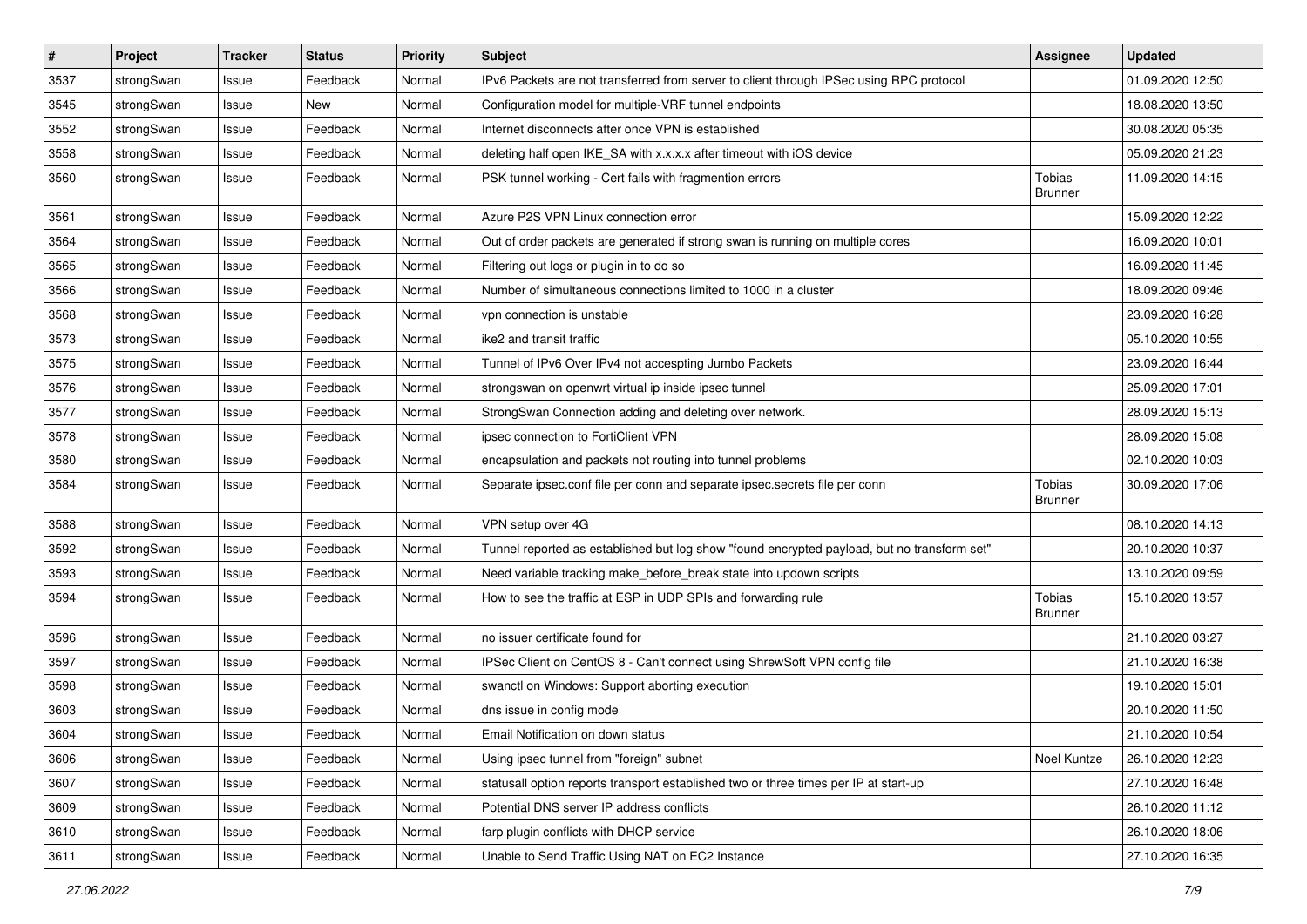| # | Project | Tracker | Status | Priority | Subject | Assignee | Updated |
|---|---|---|---|---|---|---|---|
| 3537 | strongSwan | Issue | Feedback | Normal | IPv6 Packets are not transferred from server to client through IPSec using RPC protocol | | 01.09.2020 12:50 |
| 3545 | strongSwan | Issue | New | Normal | Configuration model for multiple-VRF tunnel endpoints | | 18.08.2020 13:50 |
| 3552 | strongSwan | Issue | Feedback | Normal | Internet disconnects after once VPN is established | | 30.08.2020 05:35 |
| 3558 | strongSwan | Issue | Feedback | Normal | deleting half open IKE_SA with x.x.x.x after timeout with iOS device | | 05.09.2020 21:23 |
| 3560 | strongSwan | Issue | Feedback | Normal | PSK tunnel working - Cert fails with fragmention errors | Tobias Brunner | 11.09.2020 14:15 |
| 3561 | strongSwan | Issue | Feedback | Normal | Azure P2S VPN Linux connection error | | 15.09.2020 12:22 |
| 3564 | strongSwan | Issue | Feedback | Normal | Out of order packets are generated if strong swan is running on multiple cores | | 16.09.2020 10:01 |
| 3565 | strongSwan | Issue | Feedback | Normal | Filtering out logs or plugin in to do so | | 16.09.2020 11:45 |
| 3566 | strongSwan | Issue | Feedback | Normal | Number of simultaneous connections limited to 1000 in a cluster | | 18.09.2020 09:46 |
| 3568 | strongSwan | Issue | Feedback | Normal | vpn connection is unstable | | 23.09.2020 16:28 |
| 3573 | strongSwan | Issue | Feedback | Normal | ike2 and transit traffic | | 05.10.2020 10:55 |
| 3575 | strongSwan | Issue | Feedback | Normal | Tunnel of IPv6 Over IPv4 not accespting Jumbo Packets | | 23.09.2020 16:44 |
| 3576 | strongSwan | Issue | Feedback | Normal | strongswan on openwrt virtual ip inside ipsec tunnel | | 25.09.2020 17:01 |
| 3577 | strongSwan | Issue | Feedback | Normal | StrongSwan Connection adding and deleting over network. | | 28.09.2020 15:13 |
| 3578 | strongSwan | Issue | Feedback | Normal | ipsec connection to FortiClient VPN | | 28.09.2020 15:08 |
| 3580 | strongSwan | Issue | Feedback | Normal | encapsulation and packets not routing into tunnel problems | | 02.10.2020 10:03 |
| 3584 | strongSwan | Issue | Feedback | Normal | Separate ipsec.conf file per conn and separate ipsec.secrets file per conn | Tobias Brunner | 30.09.2020 17:06 |
| 3588 | strongSwan | Issue | Feedback | Normal | VPN setup over 4G | | 08.10.2020 14:13 |
| 3592 | strongSwan | Issue | Feedback | Normal | Tunnel reported as established but log show "found encrypted payload, but no transform set" | | 20.10.2020 10:37 |
| 3593 | strongSwan | Issue | Feedback | Normal | Need variable tracking make_before_break state into updown scripts | | 13.10.2020 09:59 |
| 3594 | strongSwan | Issue | Feedback | Normal | How to see the traffic at ESP in UDP SPIs and forwarding rule | Tobias Brunner | 15.10.2020 13:57 |
| 3596 | strongSwan | Issue | Feedback | Normal | no issuer certificate found for | | 21.10.2020 03:27 |
| 3597 | strongSwan | Issue | Feedback | Normal | IPSec Client on CentOS 8 - Can't connect using ShrewSoft VPN config file | | 21.10.2020 16:38 |
| 3598 | strongSwan | Issue | Feedback | Normal | swanctl on Windows: Support aborting execution | | 19.10.2020 15:01 |
| 3603 | strongSwan | Issue | Feedback | Normal | dns issue in config mode | | 20.10.2020 11:50 |
| 3604 | strongSwan | Issue | Feedback | Normal | Email Notification on down status | | 21.10.2020 10:54 |
| 3606 | strongSwan | Issue | Feedback | Normal | Using ipsec tunnel from "foreign" subnet | Noel Kuntze | 26.10.2020 12:23 |
| 3607 | strongSwan | Issue | Feedback | Normal | statusall option reports transport established two or three times per IP at start-up | | 27.10.2020 16:48 |
| 3609 | strongSwan | Issue | Feedback | Normal | Potential DNS server IP address conflicts | | 26.10.2020 11:12 |
| 3610 | strongSwan | Issue | Feedback | Normal | farp plugin conflicts with DHCP service | | 26.10.2020 18:06 |
| 3611 | strongSwan | Issue | Feedback | Normal | Unable to Send Traffic Using NAT on EC2 Instance | | 27.10.2020 16:35 |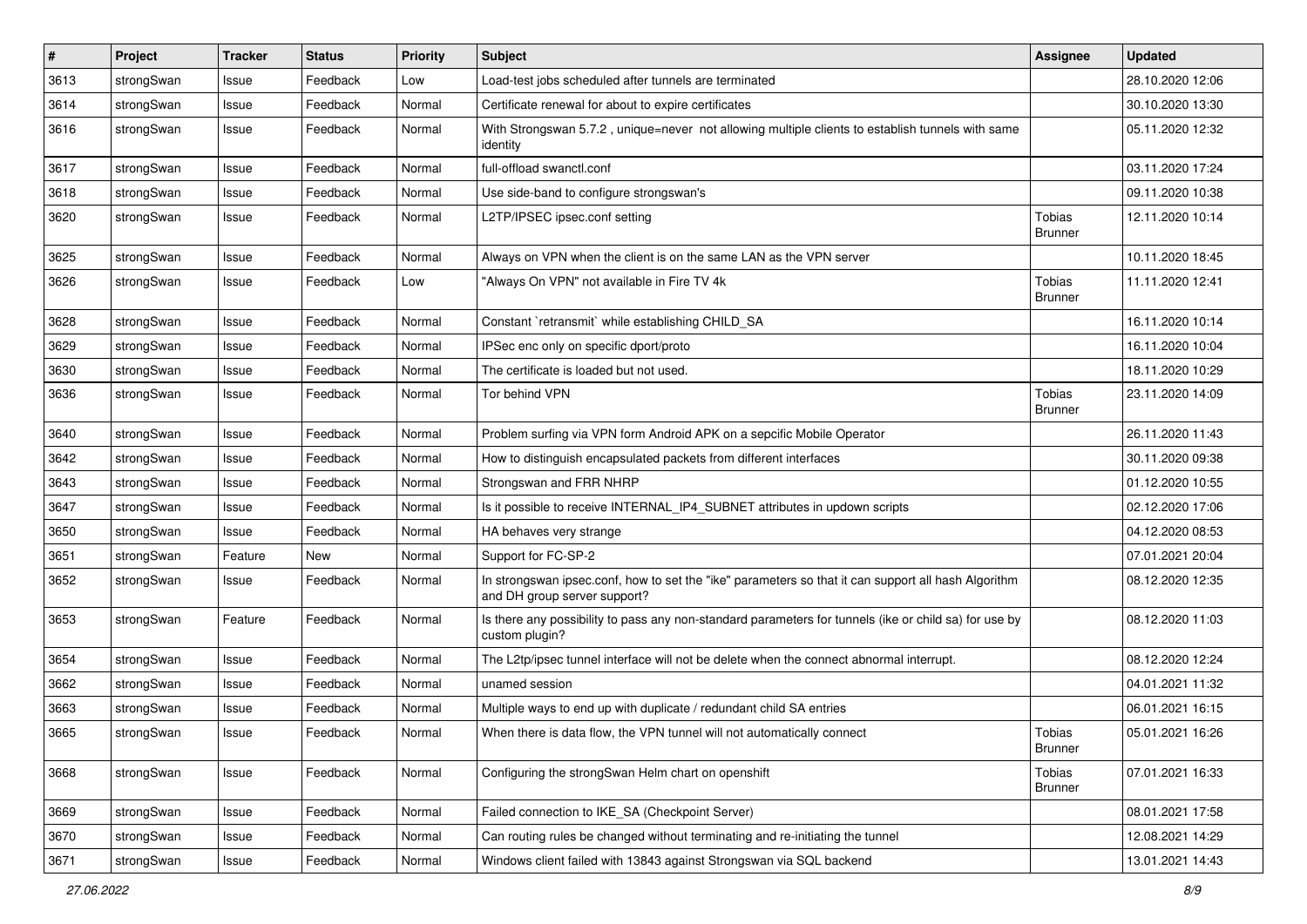| # | Project | Tracker | Status | Priority | Subject | Assignee | Updated |
|---|---|---|---|---|---|---|---|
| 3613 | strongSwan | Issue | Feedback | Low | Load-test jobs scheduled after tunnels are terminated | | 28.10.2020 12:06 |
| 3614 | strongSwan | Issue | Feedback | Normal | Certificate renewal for about to expire certificates | | 30.10.2020 13:30 |
| 3616 | strongSwan | Issue | Feedback | Normal | With Strongswan 5.7.2 , unique=never not allowing multiple clients to establish tunnels with same identity | | 05.11.2020 12:32 |
| 3617 | strongSwan | Issue | Feedback | Normal | full-offload swanctl.conf | | 03.11.2020 17:24 |
| 3618 | strongSwan | Issue | Feedback | Normal | Use side-band to configure strongswan's | | 09.11.2020 10:38 |
| 3620 | strongSwan | Issue | Feedback | Normal | L2TP/IPSEC ipsec.conf setting | Tobias Brunner | 12.11.2020 10:14 |
| 3625 | strongSwan | Issue | Feedback | Normal | Always on VPN when the client is on the same LAN as the VPN server | | 10.11.2020 18:45 |
| 3626 | strongSwan | Issue | Feedback | Low | "Always On VPN" not available in Fire TV 4k | Tobias Brunner | 11.11.2020 12:41 |
| 3628 | strongSwan | Issue | Feedback | Normal | Constant `retransmit` while establishing CHILD_SA | | 16.11.2020 10:14 |
| 3629 | strongSwan | Issue | Feedback | Normal | IPSec enc only on specific dport/proto | | 16.11.2020 10:04 |
| 3630 | strongSwan | Issue | Feedback | Normal | The certificate is loaded but not used. | | 18.11.2020 10:29 |
| 3636 | strongSwan | Issue | Feedback | Normal | Tor behind VPN | Tobias Brunner | 23.11.2020 14:09 |
| 3640 | strongSwan | Issue | Feedback | Normal | Problem surfing via VPN form Android APK on a sepcific Mobile Operator | | 26.11.2020 11:43 |
| 3642 | strongSwan | Issue | Feedback | Normal | How to distinguish encapsulated packets from different interfaces | | 30.11.2020 09:38 |
| 3643 | strongSwan | Issue | Feedback | Normal | Strongswan and FRR NHRP | | 01.12.2020 10:55 |
| 3647 | strongSwan | Issue | Feedback | Normal | Is it possible to receive INTERNAL_IP4_SUBNET attributes in updown scripts | | 02.12.2020 17:06 |
| 3650 | strongSwan | Issue | Feedback | Normal | HA behaves very strange | | 04.12.2020 08:53 |
| 3651 | strongSwan | Feature | New | Normal | Support for FC-SP-2 | | 07.01.2021 20:04 |
| 3652 | strongSwan | Issue | Feedback | Normal | In strongswan ipsec.conf, how to set the "ike" parameters so that it can support all hash Algorithm and DH group server support? | | 08.12.2020 12:35 |
| 3653 | strongSwan | Feature | Feedback | Normal | Is there any possibility to pass any non-standard parameters for tunnels (ike or child sa) for use by custom plugin? | | 08.12.2020 11:03 |
| 3654 | strongSwan | Issue | Feedback | Normal | The L2tp/ipsec tunnel interface will not be delete when the connect abnormal interrupt. | | 08.12.2020 12:24 |
| 3662 | strongSwan | Issue | Feedback | Normal | unamed session | | 04.01.2021 11:32 |
| 3663 | strongSwan | Issue | Feedback | Normal | Multiple ways to end up with duplicate / redundant child SA entries | | 06.01.2021 16:15 |
| 3665 | strongSwan | Issue | Feedback | Normal | When there is data flow, the VPN tunnel will not automatically connect | Tobias Brunner | 05.01.2021 16:26 |
| 3668 | strongSwan | Issue | Feedback | Normal | Configuring the strongSwan Helm chart on openshift | Tobias Brunner | 07.01.2021 16:33 |
| 3669 | strongSwan | Issue | Feedback | Normal | Failed connection to IKE_SA (Checkpoint Server) | | 08.01.2021 17:58 |
| 3670 | strongSwan | Issue | Feedback | Normal | Can routing rules be changed without terminating and re-initiating the tunnel | | 12.08.2021 14:29 |
| 3671 | strongSwan | Issue | Feedback | Normal | Windows client failed with 13843 against Strongswan via SQL backend | | 13.01.2021 14:43 |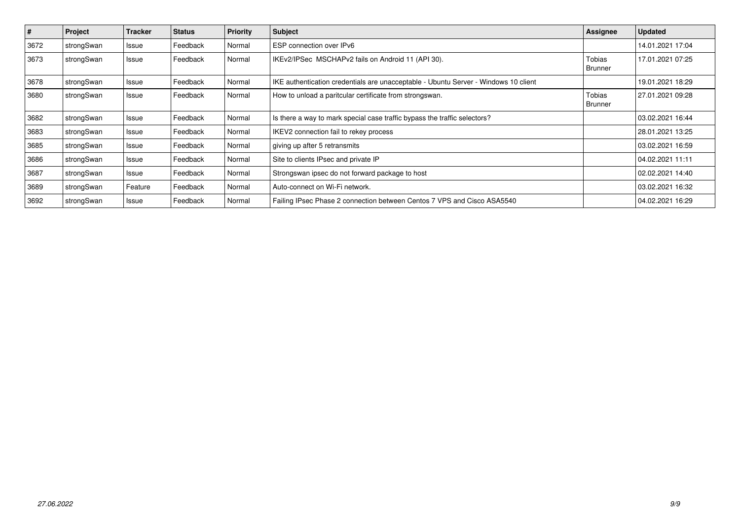| # | Project | Tracker | Status | Priority | Subject | Assignee | Updated |
|---|---|---|---|---|---|---|---|
| 3672 | strongSwan | Issue | Feedback | Normal | ESP connection over IPv6 | | 14.01.2021 17:04 |
| 3673 | strongSwan | Issue | Feedback | Normal | IKEv2/IPSec MSCHAPv2 fails on Android 11 (API 30). | Tobias Brunner | 17.01.2021 07:25 |
| 3678 | strongSwan | Issue | Feedback | Normal | IKE authentication credentials are unacceptable - Ubuntu Server - Windows 10 client | | 19.01.2021 18:29 |
| 3680 | strongSwan | Issue | Feedback | Normal | How to unload a paritcular certificate from strongswan. | Tobias Brunner | 27.01.2021 09:28 |
| 3682 | strongSwan | Issue | Feedback | Normal | Is there a way to mark special case traffic bypass the traffic selectors? | | 03.02.2021 16:44 |
| 3683 | strongSwan | Issue | Feedback | Normal | IKEV2 connection fail to rekey process | | 28.01.2021 13:25 |
| 3685 | strongSwan | Issue | Feedback | Normal | giving up after 5 retransmits | | 03.02.2021 16:59 |
| 3686 | strongSwan | Issue | Feedback | Normal | Site to clients IPsec and private IP | | 04.02.2021 11:11 |
| 3687 | strongSwan | Issue | Feedback | Normal | Strongswan ipsec do not forward package to host | | 02.02.2021 14:40 |
| 3689 | strongSwan | Feature | Feedback | Normal | Auto-connect on Wi-Fi network. | | 03.02.2021 16:32 |
| 3692 | strongSwan | Issue | Feedback | Normal | Failing IPsec Phase 2 connection between Centos 7 VPS and Cisco ASA5540 | | 04.02.2021 16:29 |

*27.06.2022*